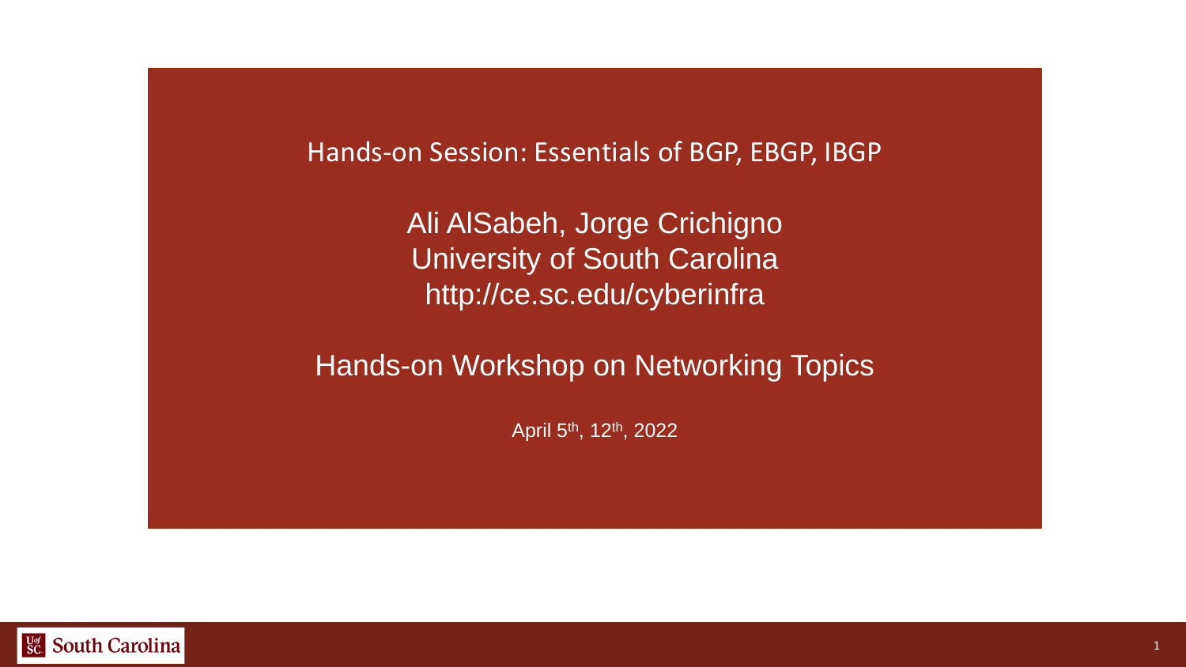# Hands-on Session: Essentials of BGP, EBGP, IBGP

Ali AlSabeh, Jorge Crichigno
University of South Carolina
http://ce.sc.edu/cyberinfra

## Hands-on Workshop on Networking Topics

April 5th, 12th, 2022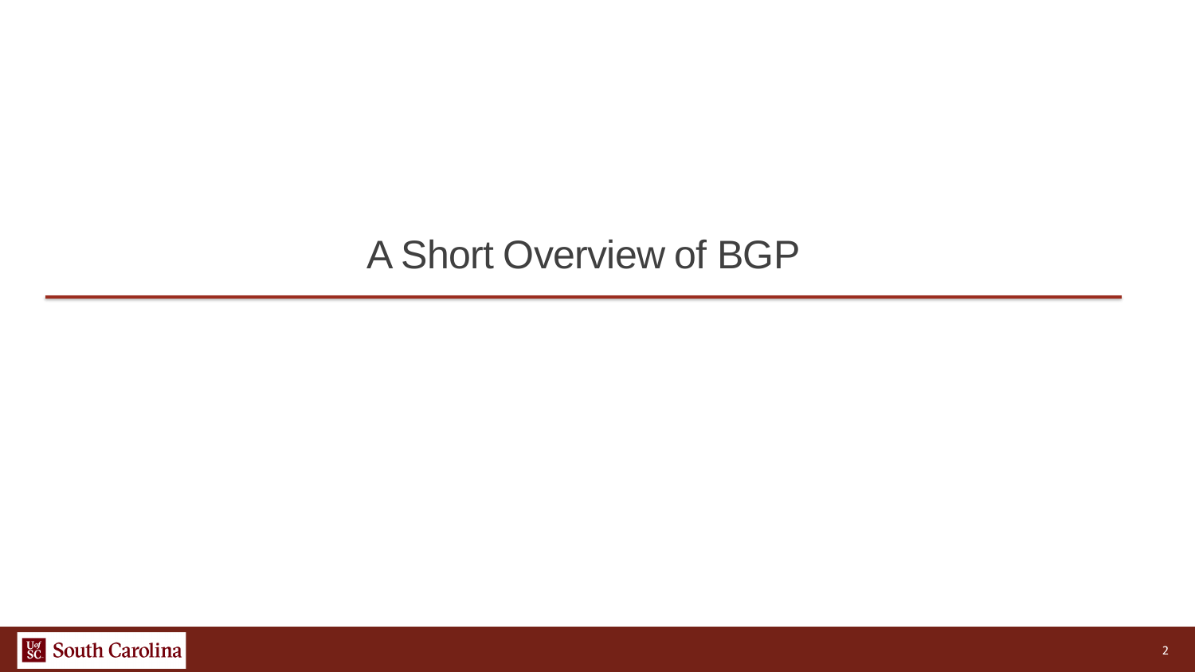# A Short Overview of BGP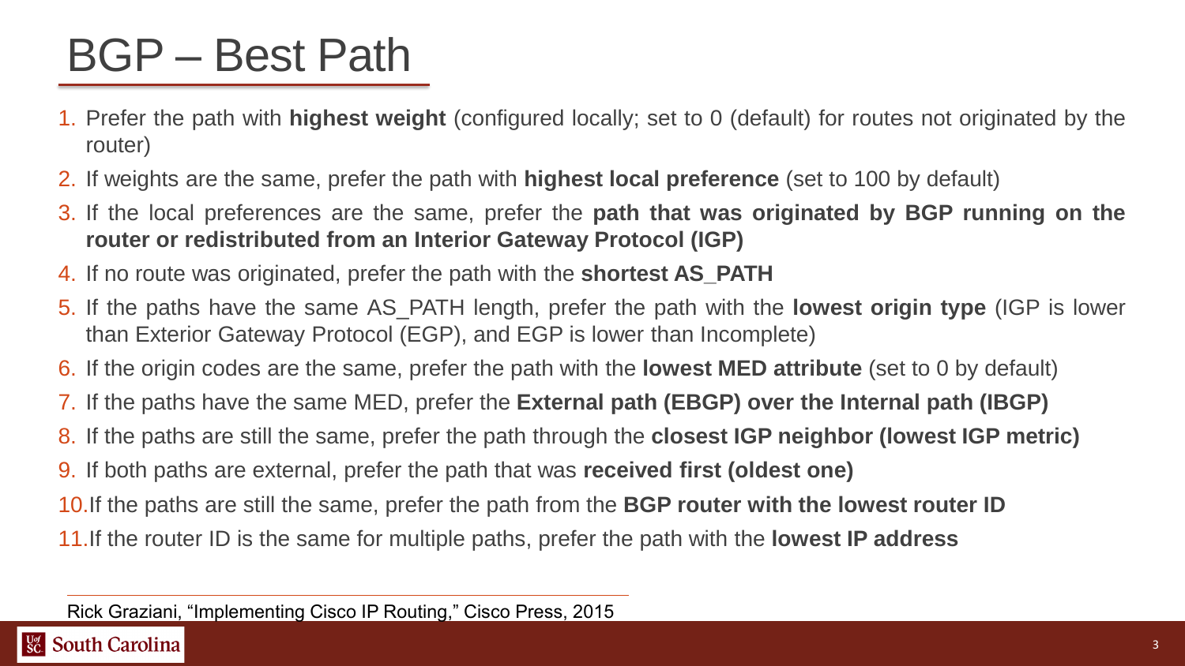# BGP – Best Path

1. Prefer the path with **highest weight** (configured locally; set to 0 (default) for routes not originated by the router)
2. If weights are the same, prefer the path with **highest local preference** (set to 100 by default)
3. If the local preferences are the same, prefer the **path that was originated by BGP running on the router or redistributed from an Interior Gateway Protocol (IGP)**
4. If no route was originated, prefer the path with the **shortest AS_PATH**
5. If the paths have the same AS_PATH length, prefer the path with the **lowest origin type** (IGP is lower than Exterior Gateway Protocol (EGP), and EGP is lower than Incomplete)
6. If the origin codes are the same, prefer the path with the **lowest MED attribute** (set to 0 by default)
7. If the paths have the same MED, prefer the **External path (EBGP) over the Internal path (IBGP)**
8. If the paths are still the same, prefer the path through the **closest IGP neighbor (lowest IGP metric)**
9. If both paths are external, prefer the path that was **received first (oldest one)**
10. If the paths are still the same, prefer the path from the **BGP router with the lowest router ID**
11. If the router ID is the same for multiple paths, prefer the path with the **lowest IP address**

Rick Graziani, "Implementing Cisco IP Routing," Cisco Press, 2015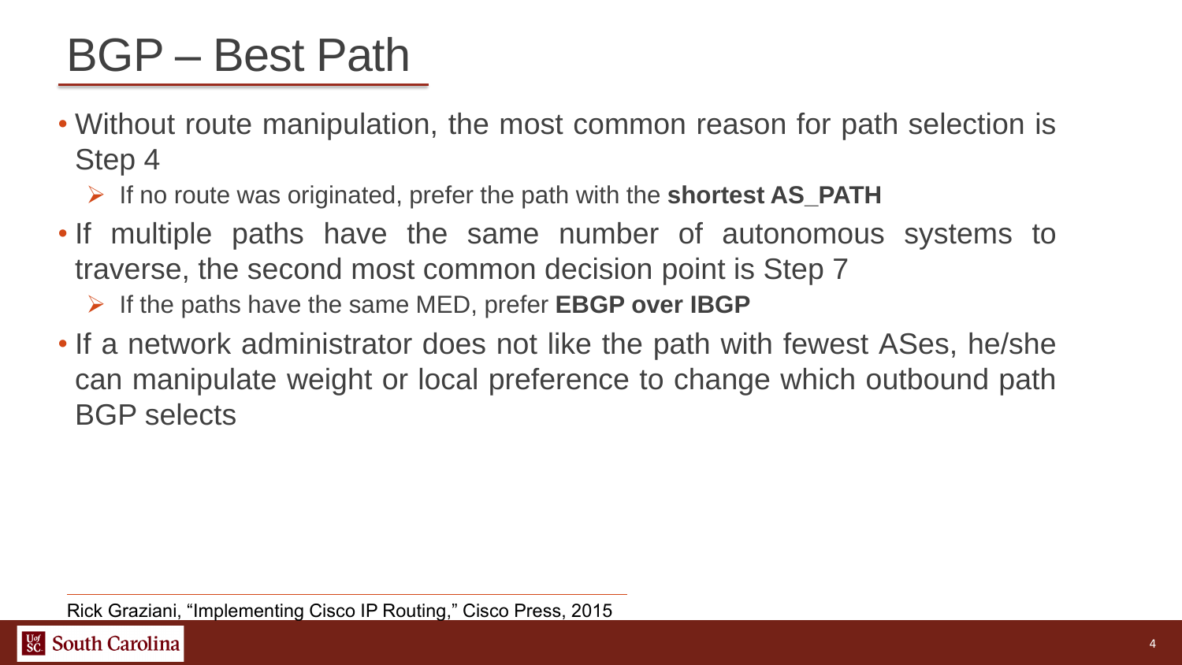# BGP – Best Path

- Without route manipulation, the most common reason for path selection is Step 4
  - If no route was originated, prefer the path with the **shortest AS_PATH**
- If multiple paths have the same number of autonomous systems to traverse, the second most common decision point is Step 7
  - If the paths have the same MED, prefer **EBGP over IBGP**
- If a network administrator does not like the path with fewest ASes, he/she can manipulate weight or local preference to change which outbound path BGP selects

---

Rick Graziani, "Implementing Cisco IP Routing," Cisco Press, 2015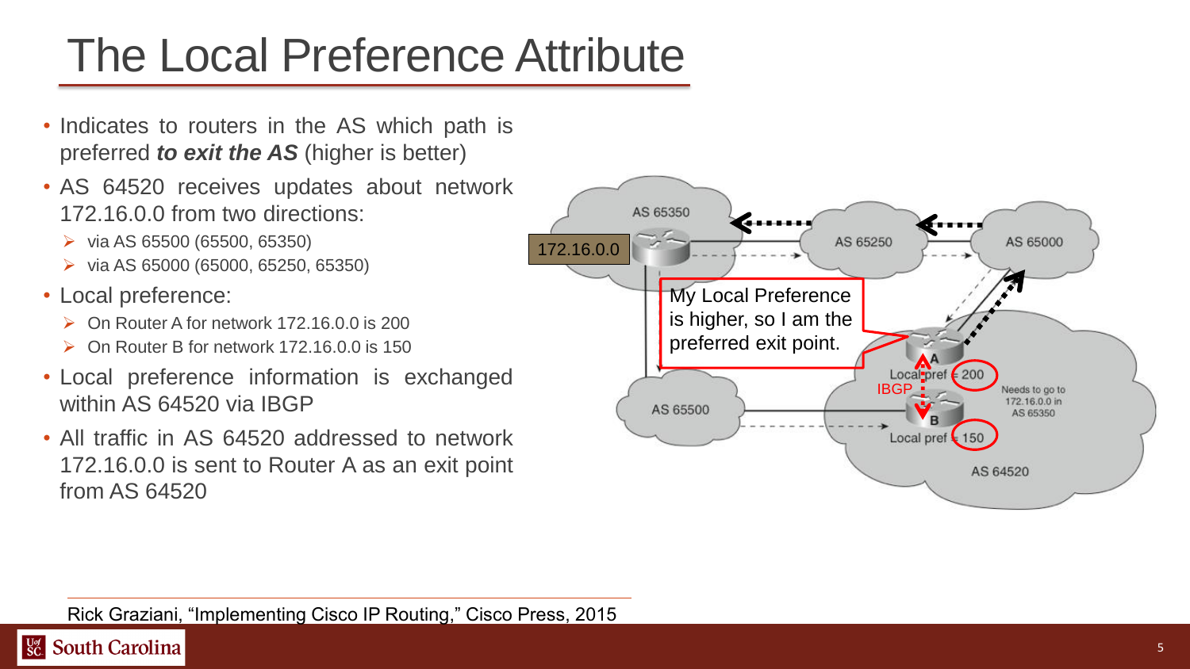# The Local Preference Attribute

- Indicates to routers in the AS which path is preferred ***to exit the AS*** (higher is better)
- AS 64520 receives updates about network 172.16.0.0 from two directions:
  - via AS 65500 (65500, 65350)
  - via AS 65000 (65000, 65250, 65350)
- Local preference:
  - On Router A for network 172.16.0.0 is 200
  - On Router B for network 172.16.0.0 is 150
- Local preference information is exchanged within AS 64520 via IBGP
- All traffic in AS 64520 addressed to network 172.16.0.0 is sent to Router A as an exit point from AS 64520

Rick Graziani, "Implementing Cisco IP Routing," Cisco Press, 2015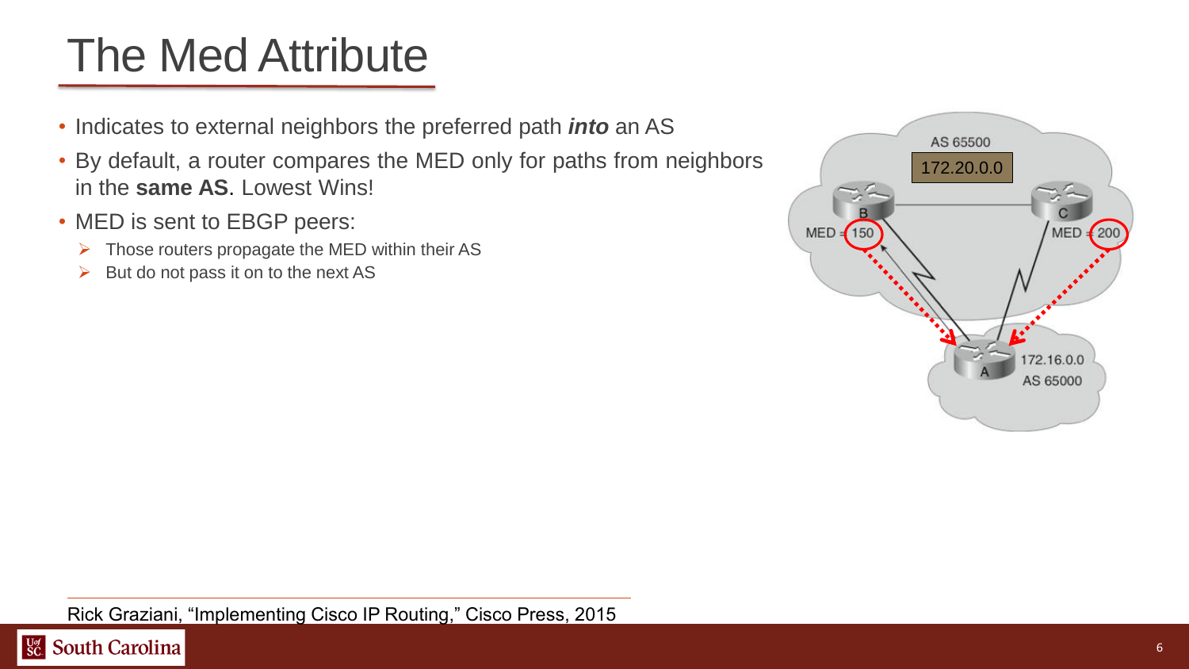# The Med Attribute

- Indicates to external neighbors the preferred path ***into*** an AS
- By default, a router compares the MED only for paths from neighbors in the **same AS**. Lowest Wins!
- MED is sent to EBGP peers:
  - Those routers propagate the MED within their AS
  - But do not pass it on to the next AS

Rick Graziani, "Implementing Cisco IP Routing," Cisco Press, 2015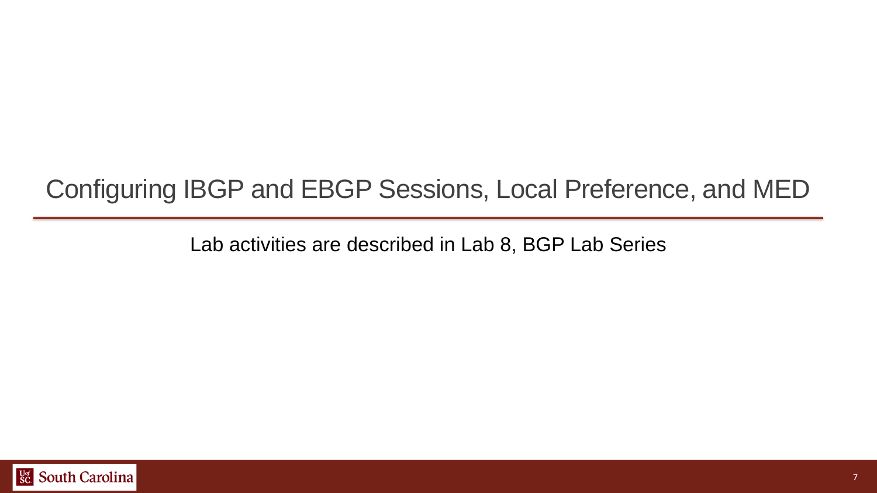# Configuring IBGP and EBGP Sessions, Local Preference, and MED

Lab activities are described in Lab 8, BGP Lab Series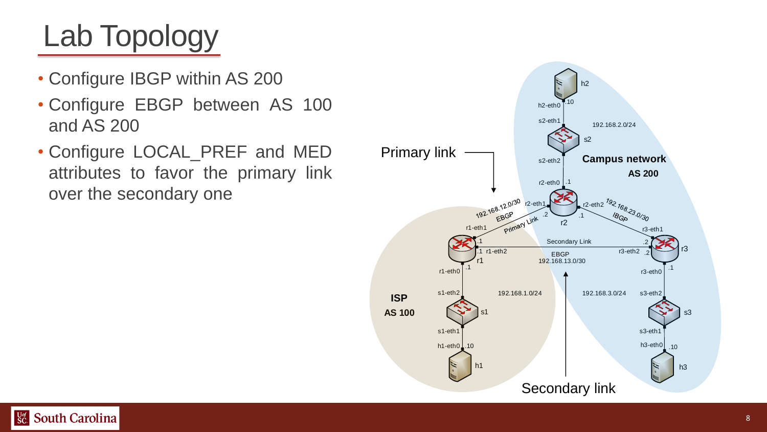# Lab Topology

- Configure IBGP within AS 200
- Configure EBGP between AS 100 and AS 200
- Configure LOCAL_PREF and MED attributes to favor the primary link over the secondary one

Primary link

Secondary link

Campus network
AS 200

ISP
AS 100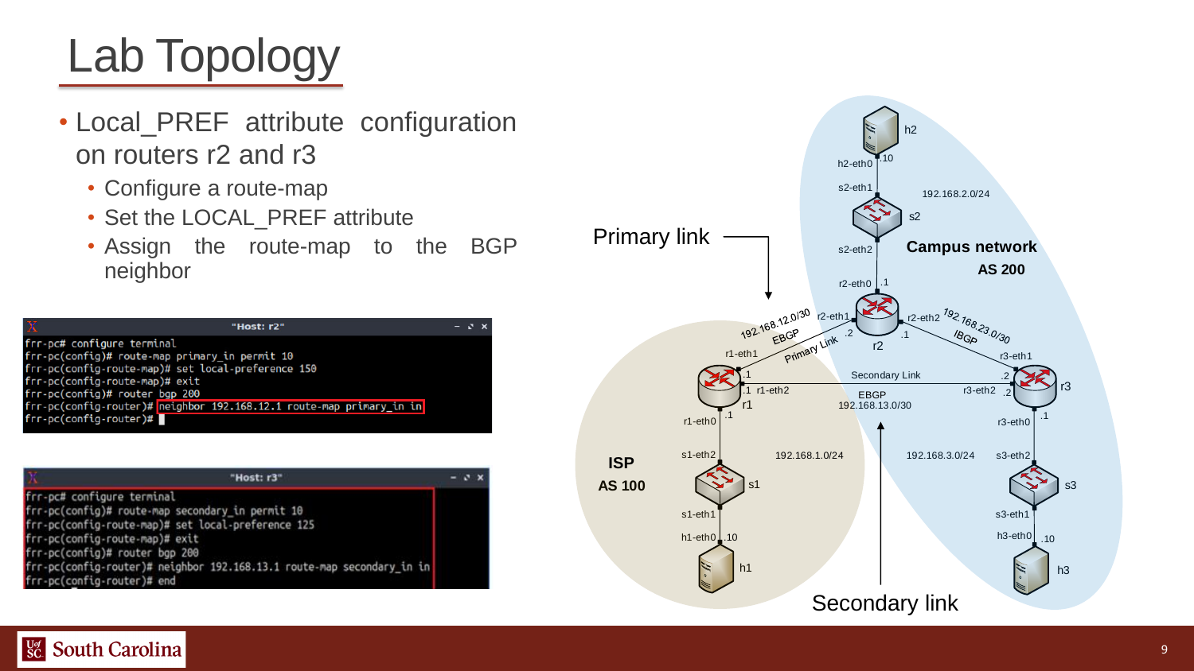# Lab Topology

- Local_PREF attribute configuration on routers r2 and r3
  - Configure a route-map
  - Set the LOCAL_PREF attribute
  - Assign the route-map to the BGP neighbor

"Host: r2"

```
frr-pc# configure terminal
frr-pc(config)# route-map primary_in permit 10
frr-pc(config-route-map)# set local-preference 150
frr-pc(config-route-map)# exit
frr-pc(config)# router bgp 200
frr-pc(config-router)# neighbor 192.168.12.1 route-map primary_in in
frr-pc(config-router)#
```

"Host: r3"

```
frr-pc# configure terminal
frr-pc(config)# route-map secondary_in permit 10
frr-pc(config-route-map)# set local-preference 125
frr-pc(config-route-map)# exit
frr-pc(config)# router bgp 200
frr-pc(config-router)# neighbor 192.168.13.1 route-map secondary_in in
frr-pc(config-router)# end
```

Primary link

Secondary link

Campus network AS 200

ISP AS 100

h2, h2-eth0 .10, s2-eth1, 192.168.2.0/24, s2, s2-eth2, r2-eth0 .1, r2, r2-eth1 .2, r2-eth2 .1, 192.168.12.0/30 EBGP Primary Link, 192.168.23.0/30 IBGP, r1-eth1 .1, r1, r1-eth2 .1, Secondary Link EBGP 192.168.13.0/30, r3-eth1 .2, r3-eth2 .2, r3, r1-eth0 .1, s1-eth2, 192.168.1.0/24, s1, s1-eth1, h1-eth0 .10, h1, r3-eth0 .1, 192.168.3.0/24, s3-eth2, s3, s3-eth1, h3-eth0 .10, h3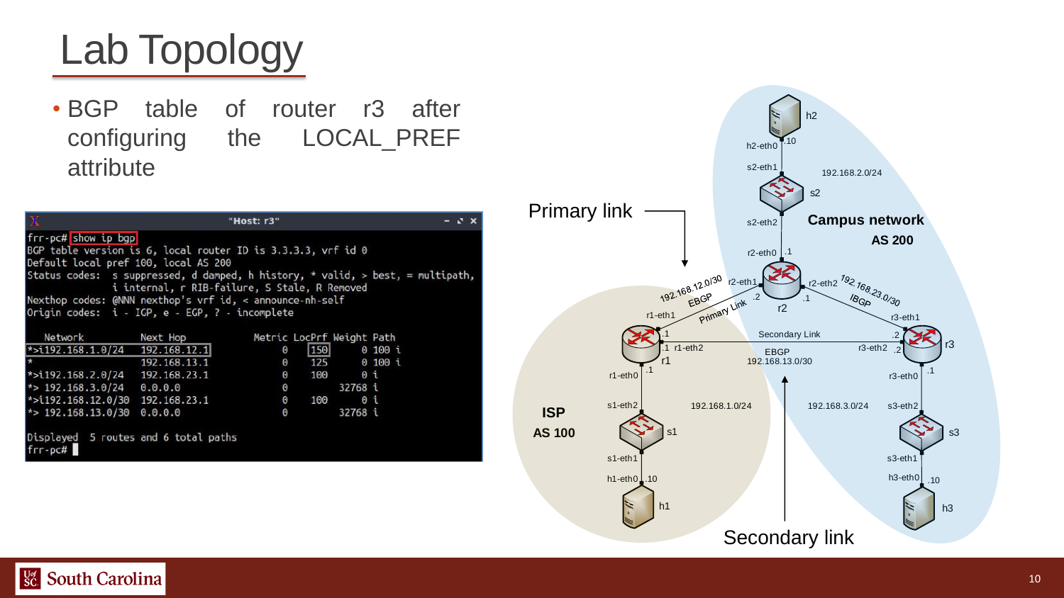# Lab Topology

- BGP table of router r3 after configuring the LOCAL_PREF attribute

```
frr-pc# show ip bgp
BGP table version is 6, local router ID is 3.3.3.3, vrf id 0
Default local pref 100, local AS 200
Status codes:  s suppressed, d damped, h history, * valid, > best, = multipath,
               i internal, r RIB-failure, S Stale, R Removed
Nexthop codes: @NNN nexthop's vrf id, < announce-nh-self
Origin codes:  i - IGP, e - EGP, ? - incomplete

   Network          Next Hop            Metric LocPrf Weight Path
*>i192.168.1.0/24   192.168.12.1             0    150      0 100 i
*                   192.168.13.1             0    125      0 100 i
*>i192.168.2.0/24   192.168.23.1             0    100      0 i
*> 192.168.3.0/24   0.0.0.0                  0         32768 i
*>i192.168.12.0/30  192.168.23.1             0    100      0 i
*> 192.168.13.0/30  0.0.0.0                  0         32768 i

Displayed  5 routes and 6 total paths
frr-pc#
```

Primary link

Secondary link

Campus network AS 200

ISP AS 100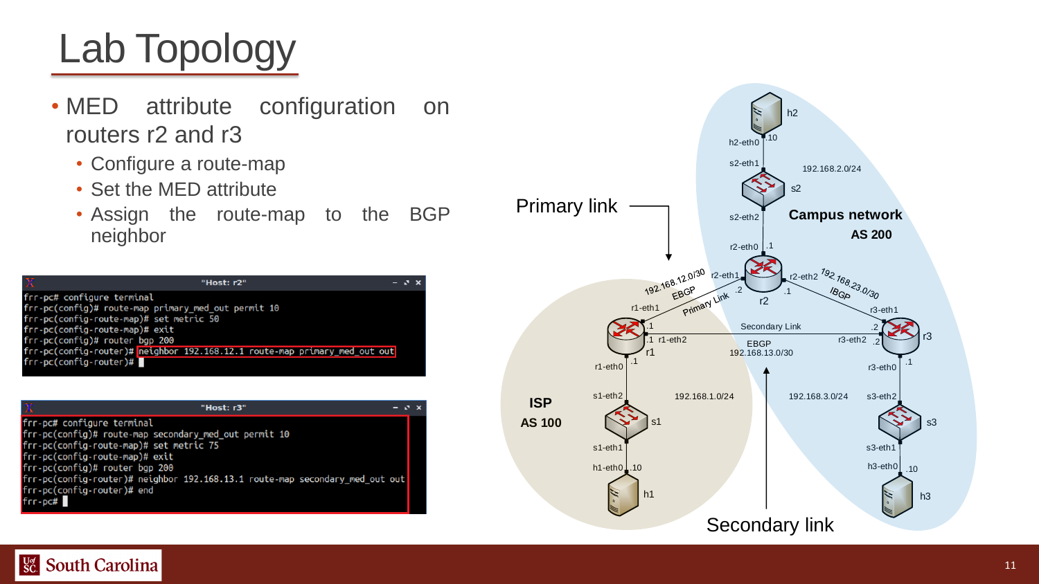# Lab Topology

- MED attribute configuration on routers r2 and r3
  - Configure a route-map
  - Set the MED attribute
  - Assign the route-map to the BGP neighbor

"Host: r2"

```
frr-pc# configure terminal
frr-pc(config)# route-map primary_med_out permit 10
frr-pc(config-route-map)# set metric 50
frr-pc(config-route-map)# exit
frr-pc(config)# router bgp 200
frr-pc(config-router)# neighbor 192.168.12.1 route-map primary_med_out out
frr-pc(config-router)#
```

"Host: r3"

```
frr-pc# configure terminal
frr-pc(config)# route-map secondary_med_out permit 10
frr-pc(config-route-map)# set metric 75
frr-pc(config-route-map)# exit
frr-pc(config)# router bgp 200
frr-pc(config-router)# neighbor 192.168.13.1 route-map secondary_med_out out
frr-pc(config-router)# end
frr-pc#
```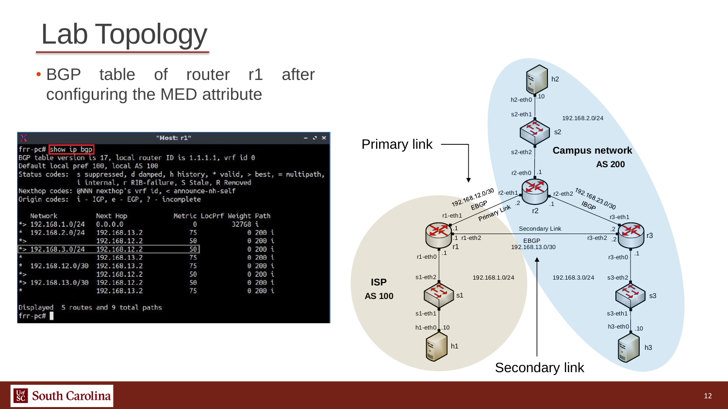# Lab Topology

- BGP table of router r1 after configuring the MED attribute

```
frr-pc# show ip bgp
BGP table version is 17, local router ID is 1.1.1.1, vrf id 0
Default local pref 100, local AS 100
Status codes:  s suppressed, d damped, h history, * valid, > best, = multipath,
               i internal, r RIB-failure, S Stale, R Removed
Nexthop codes: @NNN nexthop's vrf id, < announce-nh-self
Origin codes:  i - IGP, e - EGP, ? - incomplete

   Network          Next Hop            Metric LocPrf Weight Path
*> 192.168.1.0/24   0.0.0.0                  0         32768 i
*  192.168.2.0/24   192.168.13.2            75             0 200 i
*>                  192.168.12.2            50             0 200 i
*> 192.168.3.0/24   192.168.12.2            50             0 200 i
*                   192.168.13.2            75             0 200 i
*  192.168.12.0/30  192.168.13.2            75             0 200 i
*>                  192.168.12.2            50             0 200 i
*> 192.168.13.0/30  192.168.12.2            50             0 200 i
*                   192.168.13.2            75             0 200 i

Displayed  5 routes and 9 total paths
frr-pc#
```

Primary link

Secondary link

Campus network
AS 200

ISP
AS 100

h2
h2-eth0 .10
s2-eth1
192.168.2.0/24
s2
s2-eth2
r2-eth0 .1
192.168.12.0/30
EBGP
Primary Link
r2-eth1
.2
r2
r2-eth2
.1
192.168.23.0/30
IBGP
r3-eth1
.2
r1-eth1
.1
.1 r1-eth2
r1
Secondary Link
EBGP
192.168.13.0/30
r3-eth2 .2
r3
r1-eth0 .1
r3-eth0 .1
s1-eth2
192.168.1.0/24
192.168.3.0/24
s3-eth2
s1
s3
s1-eth1
s3-eth1
h1-eth0 .10
h3-eth0 .10
h1
h3